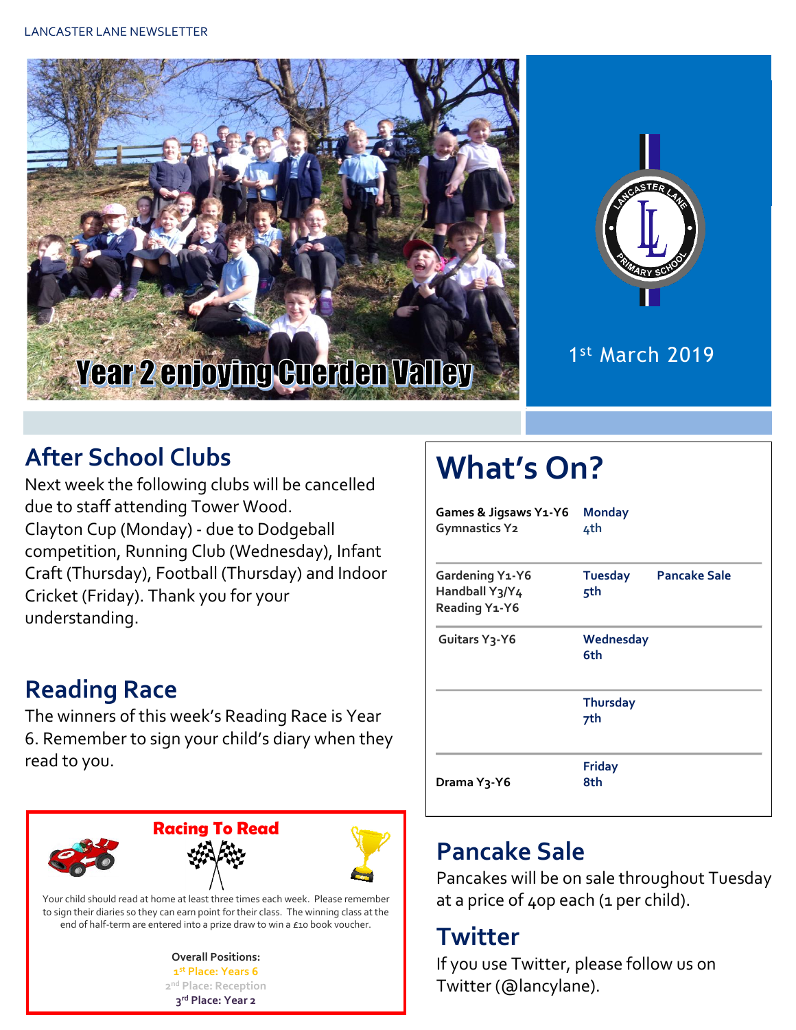LANCASTER LANE NEWSLETTER

Year 2 enjoying Cuerden Valley

1st March 2019

## After School Clubs

Next week the following clubs will be cancelled due to staff attending Tower Wood. Clayton Cup (Monday) - due to Dodgeball competition, Running Club (Wednesday), Infant Craft (Thursday), Football (Thursday) and Indoor Cricket (Friday). Thank you for your understanding.

## Reading Race

The winners of this week's Reading Race is Year 6. Remember to sign your child's diary when they read to you.

### Racing To Read

Your child should read at home at least three times each week. Please remember to sign their diaries so they can earn point for their class. The winning class at the end of half-term are entered into a prize draw to win a £10 book voucher.

**Overall Positions:**
**1st Place: Years 6**
**2nd Place: Reception**
**3rd Place: Year 2**

# What's On?

| Clubs | Day | Events |
|---|---|---|
| **Games & Jigsaws Y1-Y6**<br>**Gymnastics Y2** | **Monday 4th** | |
| **Gardening Y1-Y6**<br>**Handball Y3/Y4**<br>**Reading Y1-Y6** | **Tuesday 5th** | **Pancake Sale** |
| **Guitars Y3-Y6** | **Wednesday 6th** | |
| | **Thursday 7th** | |
| **Drama Y3-Y6** | **Friday 8th** | |

## Pancake Sale

Pancakes will be on sale throughout Tuesday at a price of 40p each (1 per child).

## Twitter

If you use Twitter, please follow us on Twitter (@lancylane).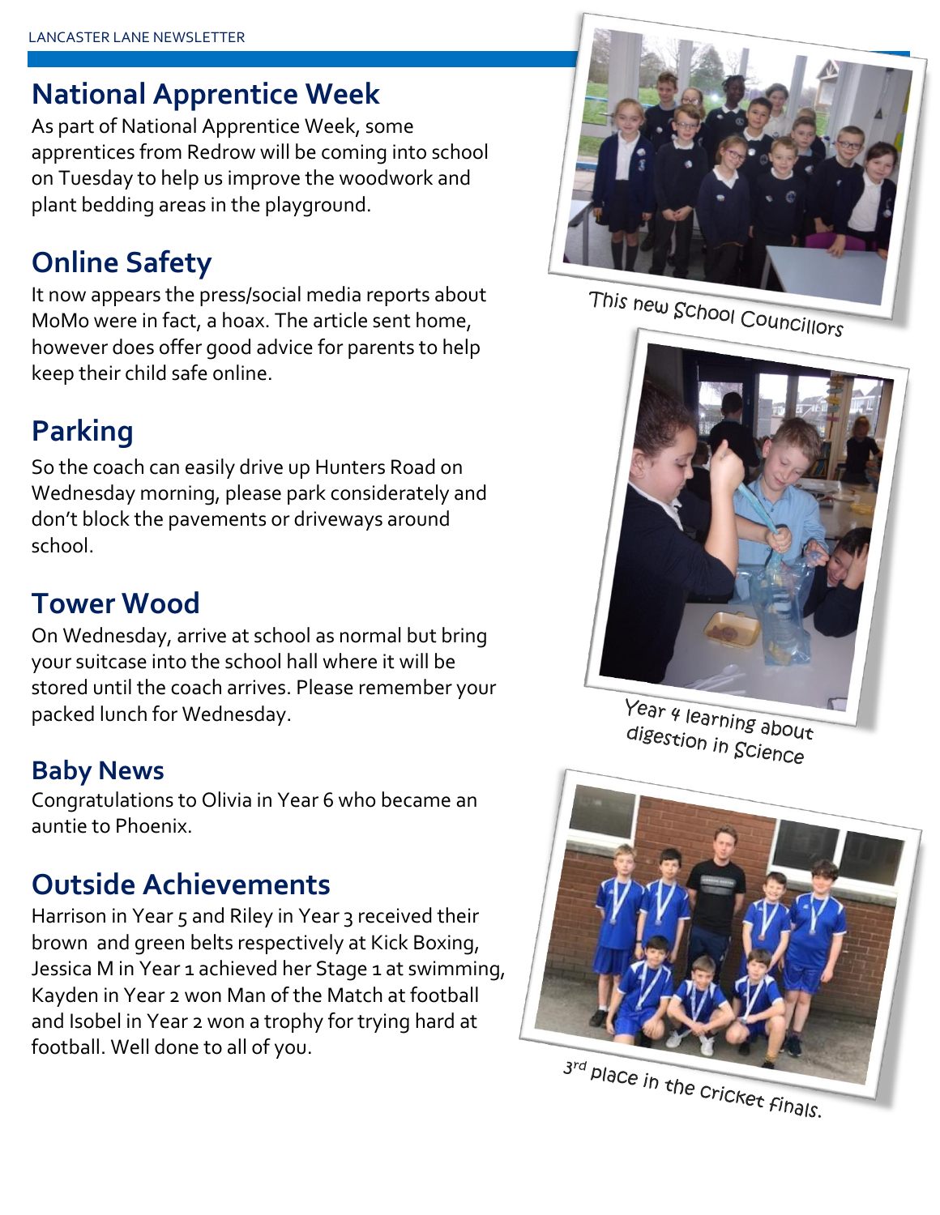## National Apprentice Week

As part of National Apprentice Week, some apprentices from Redrow will be coming into school on Tuesday to help us improve the woodwork and plant bedding areas in the playground.

## Online Safety

It now appears the press/social media reports about MoMo were in fact, a hoax. The article sent home, however does offer good advice for parents to help keep their child safe online.

## Parking

So the coach can easily drive up Hunters Road on Wednesday morning, please park considerately and don't block the pavements or driveways around school.

## Tower Wood

On Wednesday, arrive at school as normal but bring your suitcase into the school hall where it will be stored until the coach arrives. Please remember your packed lunch for Wednesday.

### Baby News

Congratulations to Olivia in Year 6 who became an auntie to Phoenix.

## Outside Achievements

Harrison in Year 5 and Riley in Year 3 received their brown and green belts respectively at Kick Boxing, Jessica M in Year 1 achieved her Stage 1 at swimming, Kayden in Year 2 won Man of the Match at football and Isobel in Year 2 won a trophy for trying hard at football. Well done to all of you.

This new School Councillors

Year 4 learning about digestion in Science

3rd place in the cricket finals.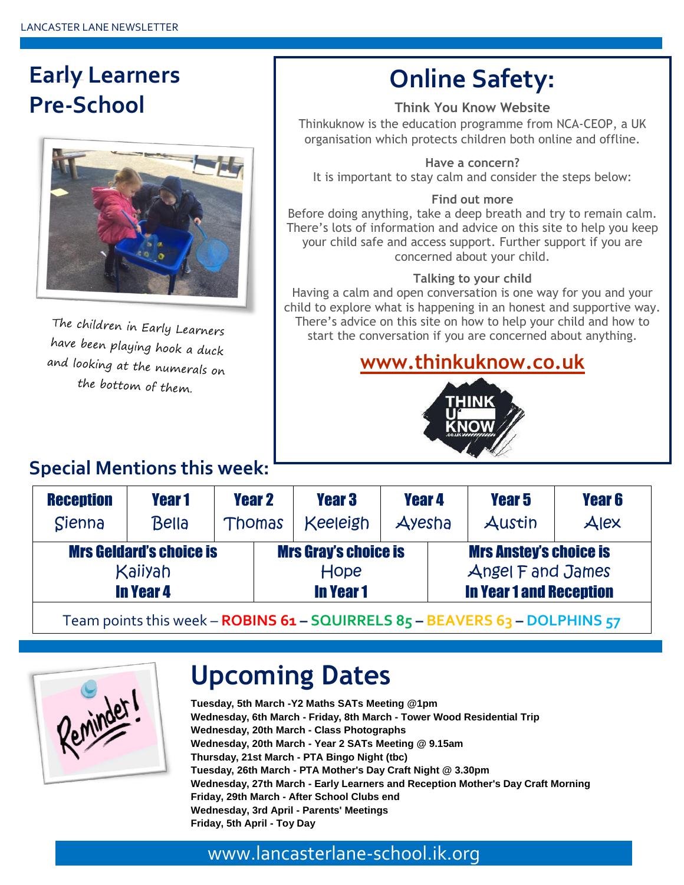## Early Learners Pre-School

The children in Early Learners have been playing hook a duck and looking at the numerals on the bottom of them.

## Online Safety:

**Think You Know Website**

Thinkuknow is the education programme from NCA-CEOP, a UK organisation which protects children both online and offline.

**Have a concern?**

It is important to stay calm and consider the steps below:

**Find out more**

Before doing anything, take a deep breath and try to remain calm. There's lots of information and advice on this site to help you keep your child safe and access support. Further support if you are concerned about your child.

**Talking to your child**

Having a calm and open conversation is one way for you and your child to explore what is happening in an honest and supportive way. There's advice on this site on how to help your child and how to start the conversation if you are concerned about anything.

**www.thinkuknow.co.uk**

## Special Mentions this week:

| Reception | Year 1 | Year 2 | Year 3 | Year 4 | Year 5 | Year 6 |
|---|---|---|---|---|---|---|
| Sienna | Bella | Thomas | Keeleigh | Ayesha | Austin | Alex |

| | | |
|---|---|---|
| **Mrs Geldard's choice is** Kaiiyah **In Year 4** | **Mrs Gray's choice is** Hope **In Year 1** | **Mrs Anstey's choice is** Angel F and James **In Year 1 and Reception** |

Team points this week – **ROBINS 61** – **SQUIRRELS 85** – **BEAVERS 63** – **DOLPHINS 57**

## Upcoming Dates

**Tuesday, 5th March -Y2 Maths SATs Meeting @1pm**
**Wednesday, 6th March - Friday, 8th March - Tower Wood Residential Trip**
**Wednesday, 20th March - Class Photographs**
**Wednesday, 20th March - Year 2 SATs Meeting @ 9.15am**
**Thursday, 21st March - PTA Bingo Night (tbc)**
**Tuesday, 26th March - PTA Mother's Day Craft Night @ 3.30pm**
**Wednesday, 27th March - Early Learners and Reception Mother's Day Craft Morning**
**Friday, 29th March - After School Clubs end**
**Wednesday, 3rd April - Parents' Meetings**
**Friday, 5th April - Toy Day**

www.lancasterlane-school.ik.org